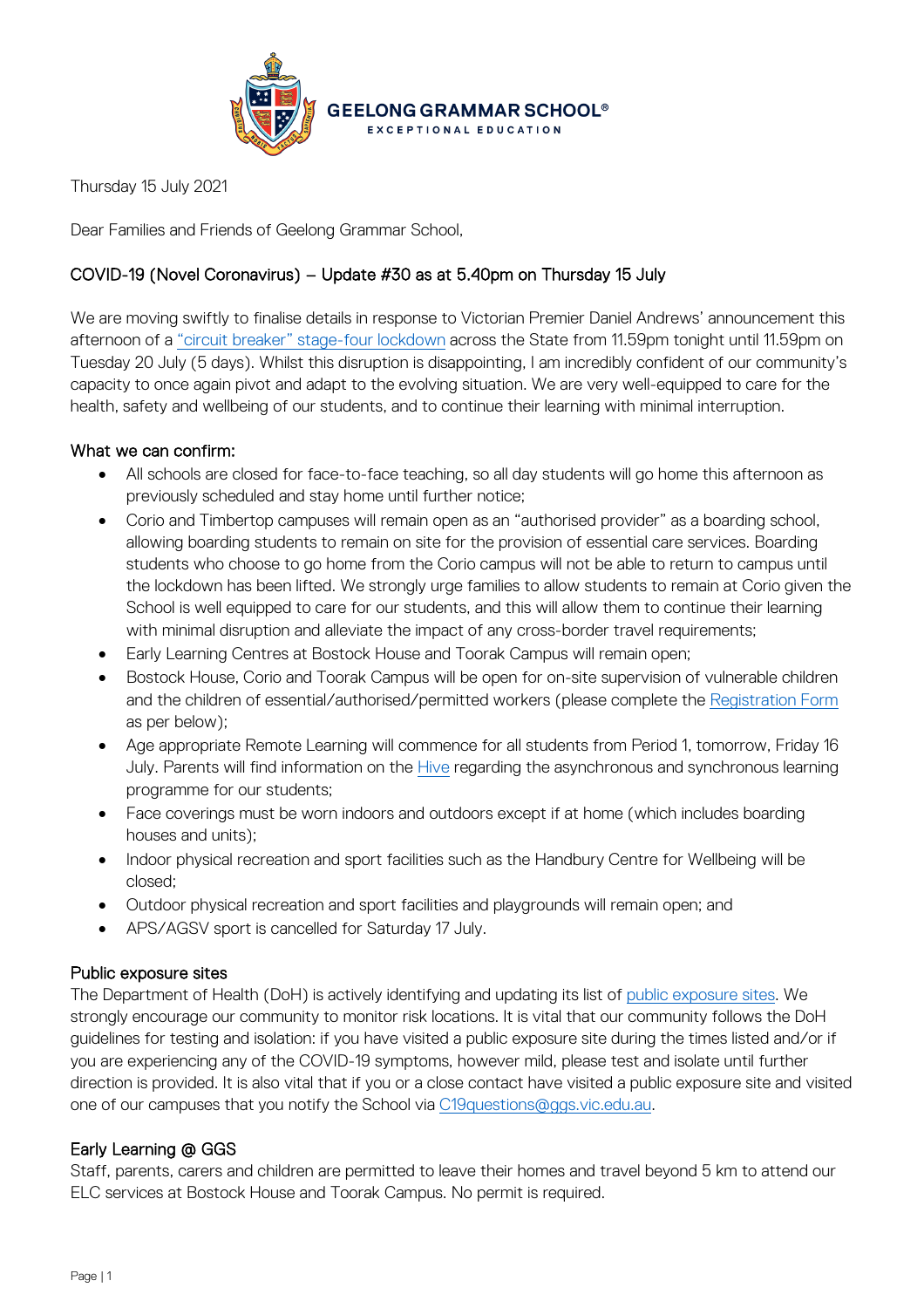GEELONG GRAMMAR SCHOOL®
EXCEPTIONAL EDUCATION

Thursday 15 July 2021

Dear Families and Friends of Geelong Grammar School,

## COVID-19 (Novel Coronavirus) – Update #30 as at 5.40pm on Thursday 15 July

We are moving swiftly to finalise details in response to Victorian Premier Daniel Andrews' announcement this afternoon of a "circuit breaker" stage-four lockdown across the State from 11.59pm tonight until 11.59pm on Tuesday 20 July (5 days). Whilst this disruption is disappointing, I am incredibly confident of our community's capacity to once again pivot and adapt to the evolving situation. We are very well-equipped to care for the health, safety and wellbeing of our students, and to continue their learning with minimal interruption.

### What we can confirm:

- All schools are closed for face-to-face teaching, so all day students will go home this afternoon as previously scheduled and stay home until further notice;
- Corio and Timbertop campuses will remain open as an "authorised provider" as a boarding school, allowing boarding students to remain on site for the provision of essential care services. Boarding students who choose to go home from the Corio campus will not be able to return to campus until the lockdown has been lifted. We strongly urge families to allow students to remain at Corio given the School is well equipped to care for our students, and this will allow them to continue their learning with minimal disruption and alleviate the impact of any cross-border travel requirements;
- Early Learning Centres at Bostock House and Toorak Campus will remain open;
- Bostock House, Corio and Toorak Campus will be open for on-site supervision of vulnerable children and the children of essential/authorised/permitted workers (please complete the Registration Form as per below);
- Age appropriate Remote Learning will commence for all students from Period 1, tomorrow, Friday 16 July. Parents will find information on the Hive regarding the asynchronous and synchronous learning programme for our students;
- Face coverings must be worn indoors and outdoors except if at home (which includes boarding houses and units);
- Indoor physical recreation and sport facilities such as the Handbury Centre for Wellbeing will be closed;
- Outdoor physical recreation and sport facilities and playgrounds will remain open; and
- APS/AGSV sport is cancelled for Saturday 17 July.

### Public exposure sites

The Department of Health (DoH) is actively identifying and updating its list of public exposure sites. We strongly encourage our community to monitor risk locations. It is vital that our community follows the DoH guidelines for testing and isolation: if you have visited a public exposure site during the times listed and/or if you are experiencing any of the COVID-19 symptoms, however mild, please test and isolate until further direction is provided. It is also vital that if you or a close contact have visited a public exposure site and visited one of our campuses that you notify the School via C19questions@ggs.vic.edu.au.

### Early Learning @ GGS

Staff, parents, carers and children are permitted to leave their homes and travel beyond 5 km to attend our ELC services at Bostock House and Toorak Campus. No permit is required.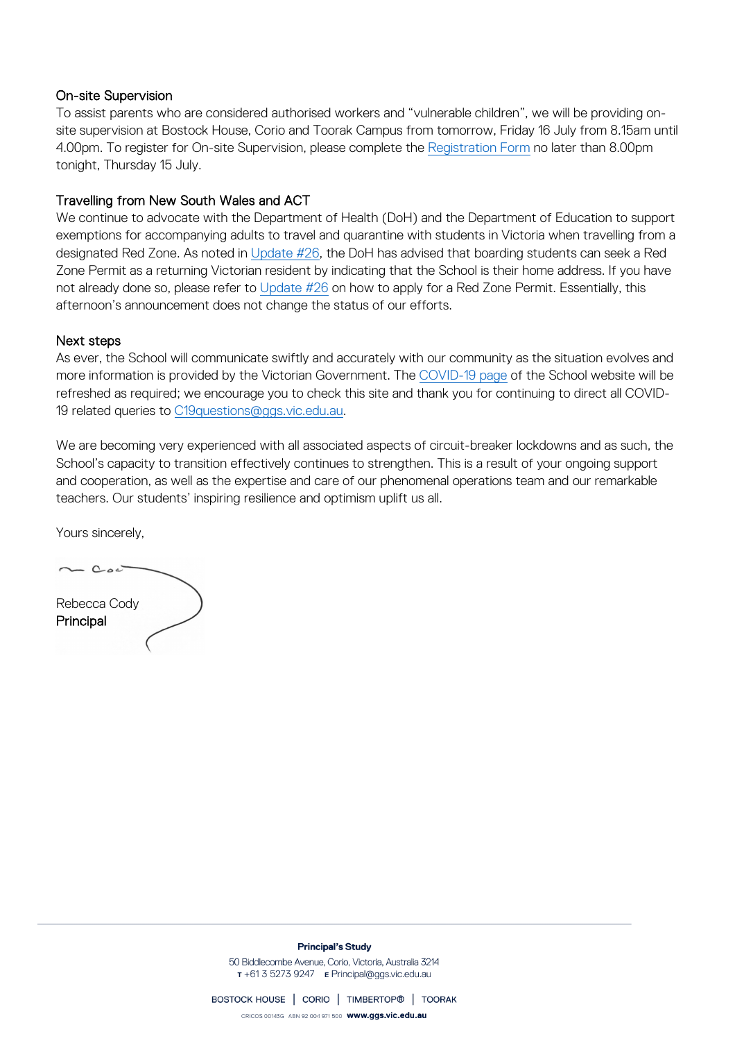## On-site Supervision

To assist parents who are considered authorised workers and "vulnerable children", we will be providing on-site supervision at Bostock House, Corio and Toorak Campus from tomorrow, Friday 16 July from 8.15am until 4.00pm. To register for On-site Supervision, please complete the [Registration Form]() no later than 8.00pm tonight, Thursday 15 July.

## Travelling from New South Wales and ACT

We continue to advocate with the Department of Health (DoH) and the Department of Education to support exemptions for accompanying adults to travel and quarantine with students in Victoria when travelling from a designated Red Zone. As noted in [Update #26](), the DoH has advised that boarding students can seek a Red Zone Permit as a returning Victorian resident by indicating that the School is their home address. If you have not already done so, please refer to [Update #26]() on how to apply for a Red Zone Permit. Essentially, this afternoon's announcement does not change the status of our efforts.

## Next steps

As ever, the School will communicate swiftly and accurately with our community as the situation evolves and more information is provided by the Victorian Government. The [COVID-19 page]() of the School website will be refreshed as required; we encourage you to check this site and thank you for continuing to direct all COVID-19 related queries to C19questions@ggs.vic.edu.au.

We are becoming very experienced with all associated aspects of circuit-breaker lockdowns and as such, the School's capacity to transition effectively continues to strengthen. This is a result of your ongoing support and cooperation, as well as the expertise and care of our phenomenal operations team and our remarkable teachers. Our students' inspiring resilience and optimism uplift us all.

Yours sincerely,

Rebecca Cody
**Principal**

**Principal's Study**
50 Biddlecombe Avenue, Corio, Victoria, Australia 3214
T +61 3 5273 9247 E Principal@ggs.vic.edu.au

BOSTOCK HOUSE | CORIO | TIMBERTOP® | TOORAK

CRICOS 00143G ABN 92 004 971 500 **www.ggs.vic.edu.au**